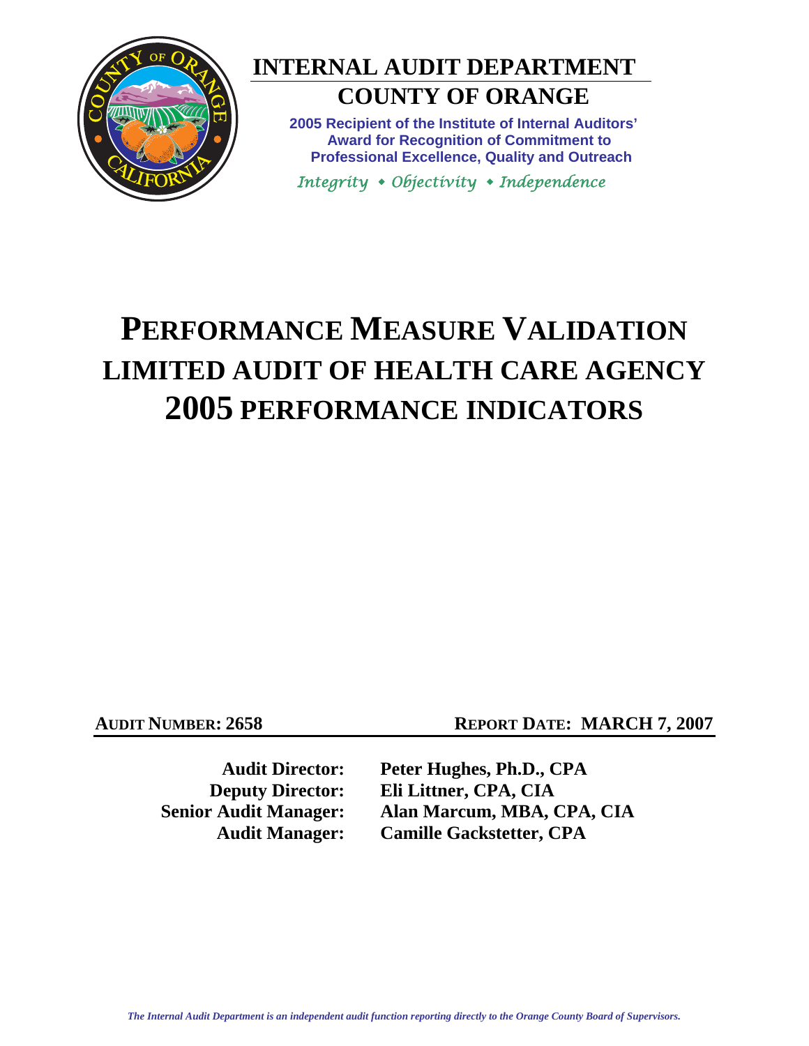# INTERNAL AUDIT DEPARTMENT

## COUNTY OF ORANGE

**2005 Recipient of the Institute of Internal Auditors' Award for Recognition of Commitment to Professional Excellence, Quality and Outreach**

*Integrity • Objectivity • Independence*

# PERFORMANCE MEASURE VALIDATION LIMITED AUDIT OF HEALTH CARE AGENCY 2005 PERFORMANCE INDICATORS

**AUDIT NUMBER: 2658** | **REPORT DATE: MARCH 7, 2007**

| | |
|---|---|
| **Audit Director:** | **Peter Hughes, Ph.D., CPA** |
| **Deputy Director:** | **Eli Littner, CPA, CIA** |
| **Senior Audit Manager:** | **Alan Marcum, MBA, CPA, CIA** |
| **Audit Manager:** | **Camille Gackstetter, CPA** |

*The Internal Audit Department is an independent audit function reporting directly to the Orange County Board of Supervisors.*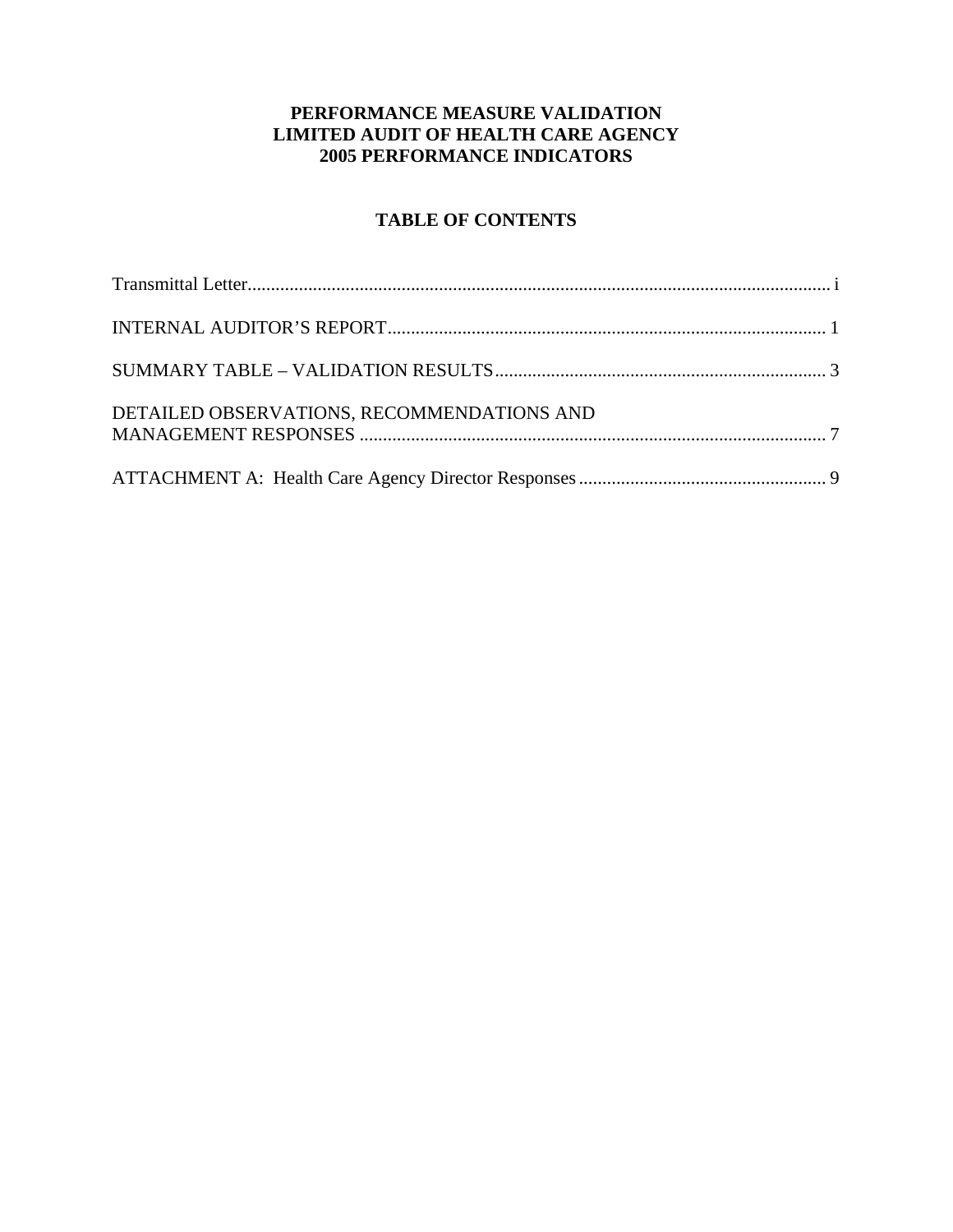# PERFORMANCE MEASURE VALIDATION
# LIMITED AUDIT OF HEALTH CARE AGENCY
# 2005 PERFORMANCE INDICATORS

## TABLE OF CONTENTS

Transmittal Letter ........................................................................................................ i

INTERNAL AUDITOR'S REPORT ..................................................................................... 1

SUMMARY TABLE – VALIDATION RESULTS ..................................................................... 3

DETAILED OBSERVATIONS, RECOMMENDATIONS AND MANAGEMENT RESPONSES ........................................................................................ 7

ATTACHMENT A: Health Care Agency Director Responses ................................................... 9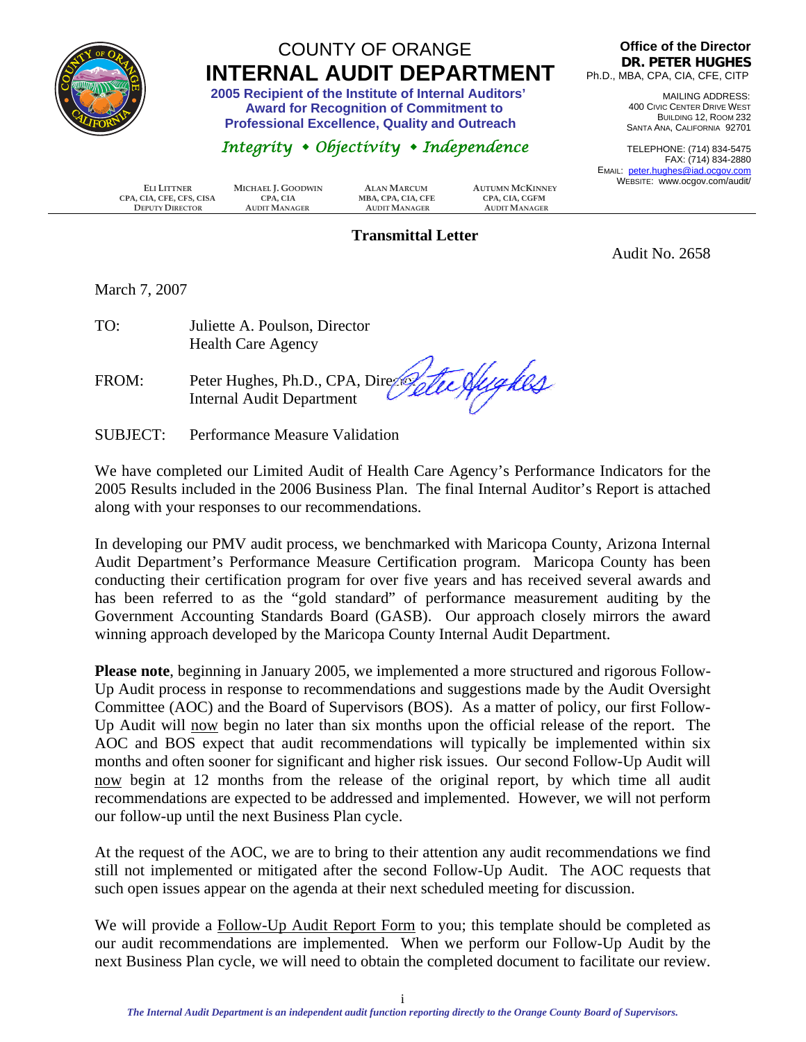# COUNTY OF ORANGE
# INTERNAL AUDIT DEPARTMENT

**2005 Recipient of the Institute of Internal Auditors' Award for Recognition of Commitment to Professional Excellence, Quality and Outreach**

*Integrity • Objectivity • Independence*

**Office of the Director**
**DR. PETER HUGHES**
Ph.D., MBA, CPA, CIA, CFE, CITP

MAILING ADDRESS:
400 CIVIC CENTER DRIVE WEST
BUILDING 12, ROOM 232
SANTA ANA, CALIFORNIA 92701

TELEPHONE: (714) 834-5475
FAX: (714) 834-2880
EMAIL: peter.hughes@iad.ocgov.com
WEBSITE: www.ocgov.com/audit/

| ELI LITTNER | MICHAEL J. GOODWIN | ALAN MARCUM | AUTUMN MCKINNEY |
|---|---|---|---|
| CPA, CIA, CFE, CFS, CISA | CPA, CIA | MBA, CPA, CIA, CFE | CPA, CIA, CGFM |
| DEPUTY DIRECTOR | AUDIT MANAGER | AUDIT MANAGER | AUDIT MANAGER |

## Transmittal Letter

Audit No. 2658

March 7, 2007

TO: Juliette A. Poulson, Director
Health Care Agency

FROM: Peter Hughes, Ph.D., CPA, Director
Internal Audit Department

SUBJECT: Performance Measure Validation

We have completed our Limited Audit of Health Care Agency's Performance Indicators for the 2005 Results included in the 2006 Business Plan. The final Internal Auditor's Report is attached along with your responses to our recommendations.

In developing our PMV audit process, we benchmarked with Maricopa County, Arizona Internal Audit Department's Performance Measure Certification program. Maricopa County has been conducting their certification program for over five years and has received several awards and has been referred to as the "gold standard" of performance measurement auditing by the Government Accounting Standards Board (GASB). Our approach closely mirrors the award winning approach developed by the Maricopa County Internal Audit Department.

**Please note**, beginning in January 2005, we implemented a more structured and rigorous Follow-Up Audit process in response to recommendations and suggestions made by the Audit Oversight Committee (AOC) and the Board of Supervisors (BOS). As a matter of policy, our first Follow-Up Audit will now begin no later than six months upon the official release of the report. The AOC and BOS expect that audit recommendations will typically be implemented within six months and often sooner for significant and higher risk issues. Our second Follow-Up Audit will now begin at 12 months from the release of the original report, by which time all audit recommendations are expected to be addressed and implemented. However, we will not perform our follow-up until the next Business Plan cycle.

At the request of the AOC, we are to bring to their attention any audit recommendations we find still not implemented or mitigated after the second Follow-Up Audit. The AOC requests that such open issues appear on the agenda at their next scheduled meeting for discussion.

We will provide a Follow-Up Audit Report Form to you; this template should be completed as our audit recommendations are implemented. When we perform our Follow-Up Audit by the next Business Plan cycle, we will need to obtain the completed document to facilitate our review.

*The Internal Audit Department is an independent audit function reporting directly to the Orange County Board of Supervisors.*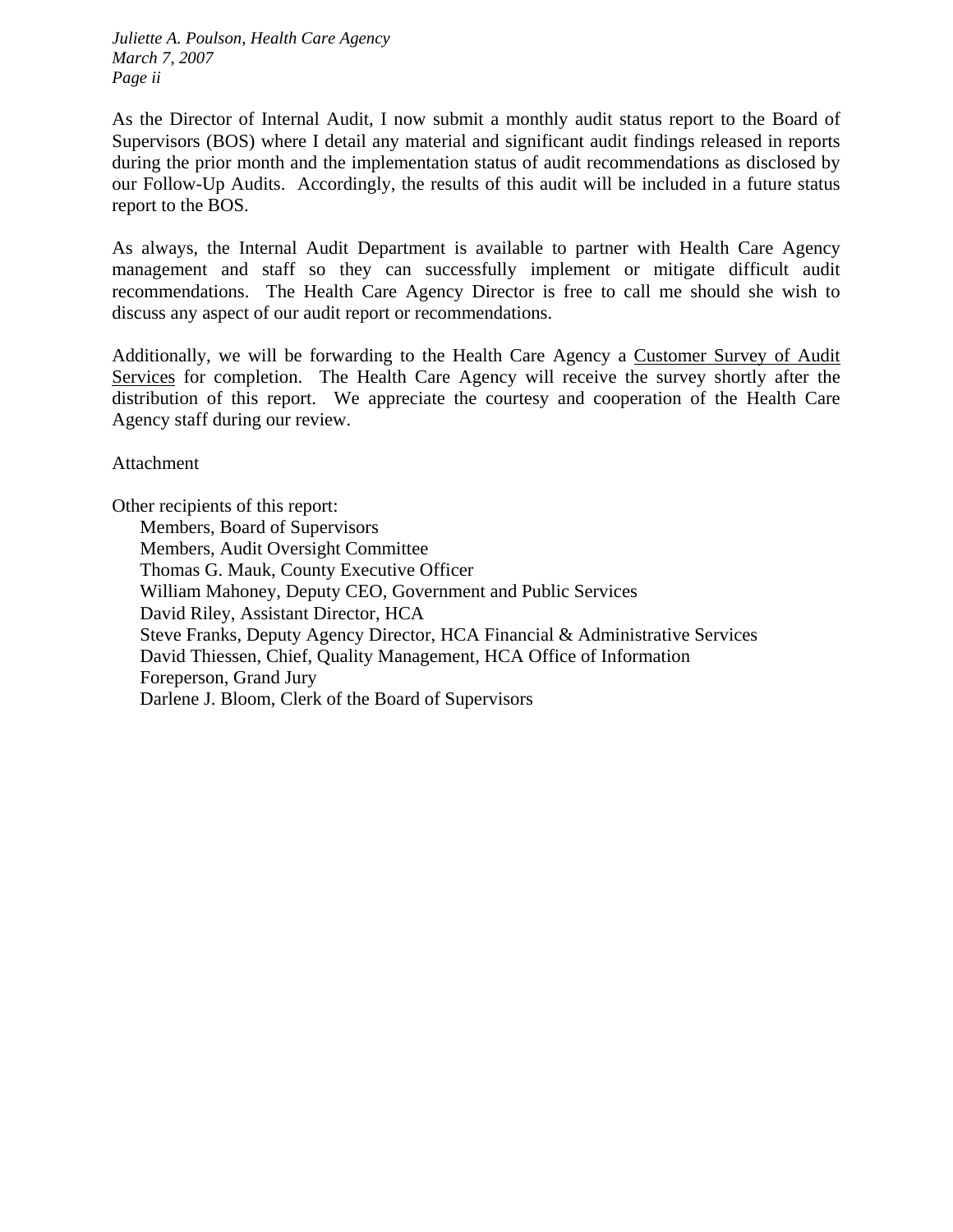As the Director of Internal Audit, I now submit a monthly audit status report to the Board of Supervisors (BOS) where I detail any material and significant audit findings released in reports during the prior month and the implementation status of audit recommendations as disclosed by our Follow-Up Audits. Accordingly, the results of this audit will be included in a future status report to the BOS.

As always, the Internal Audit Department is available to partner with Health Care Agency management and staff so they can successfully implement or mitigate difficult audit recommendations. The Health Care Agency Director is free to call me should she wish to discuss any aspect of our audit report or recommendations.

Additionally, we will be forwarding to the Health Care Agency a Customer Survey of Audit Services for completion. The Health Care Agency will receive the survey shortly after the distribution of this report. We appreciate the courtesy and cooperation of the Health Care Agency staff during our review.

Attachment

Other recipients of this report:
- Members, Board of Supervisors
- Members, Audit Oversight Committee
- Thomas G. Mauk, County Executive Officer
- William Mahoney, Deputy CEO, Government and Public Services
- David Riley, Assistant Director, HCA
- Steve Franks, Deputy Agency Director, HCA Financial & Administrative Services
- David Thiessen, Chief, Quality Management, HCA Office of Information
- Foreperson, Grand Jury
- Darlene J. Bloom, Clerk of the Board of Supervisors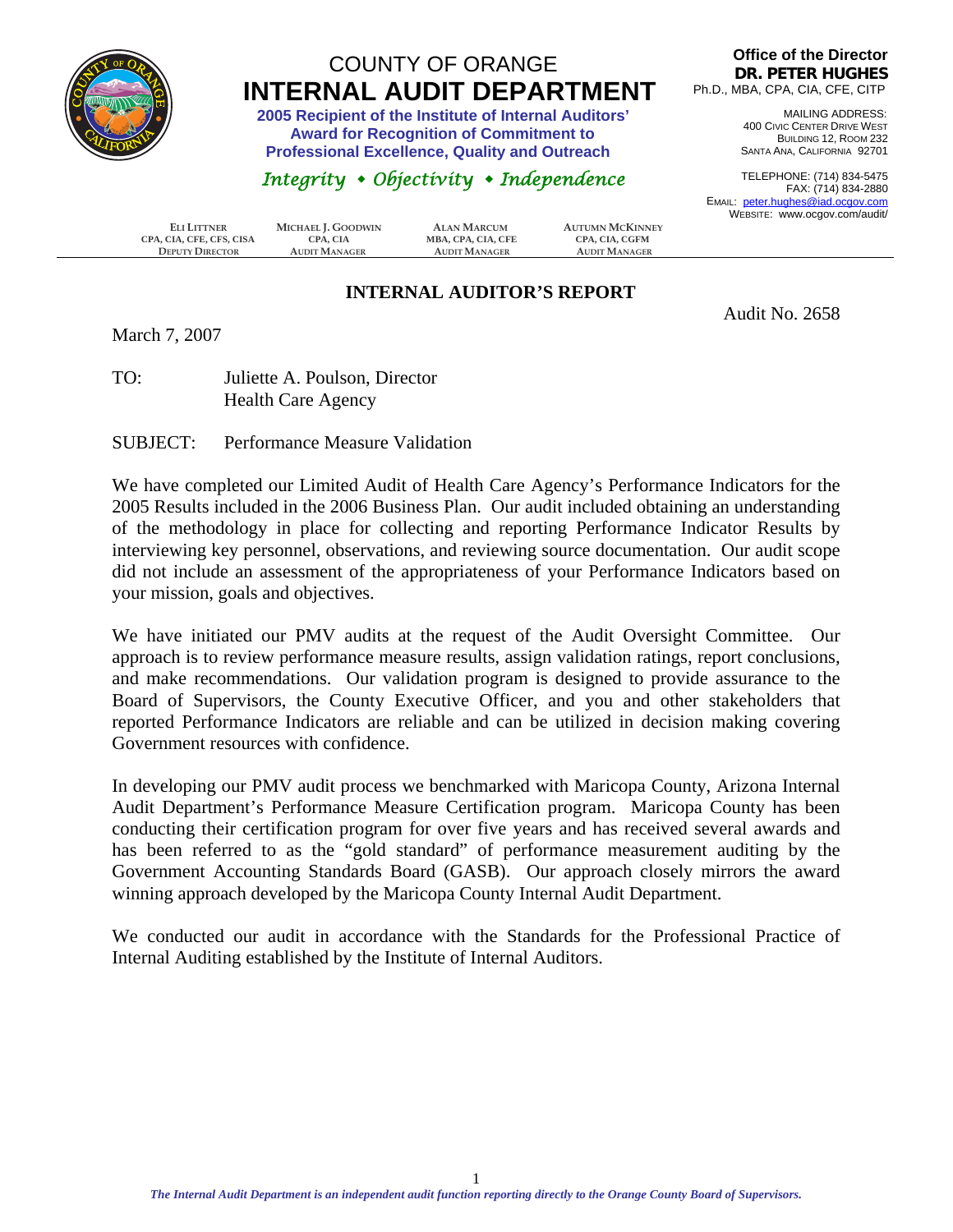# COUNTY OF ORANGE
# INTERNAL AUDIT DEPARTMENT

**2005 Recipient of the Institute of Internal Auditors' Award for Recognition of Commitment to Professional Excellence, Quality and Outreach**

*Integrity • Objectivity • Independence*

**Office of the Director**
**DR. PETER HUGHES**
Ph.D., MBA, CPA, CIA, CFE, CITP

MAILING ADDRESS:
400 CIVIC CENTER DRIVE WEST
BUILDING 12, ROOM 232
SANTA ANA, CALIFORNIA 92701

TELEPHONE: (714) 834-5475
FAX: (714) 834-2880
EMAIL: peter.hughes@iad.ocgov.com
WEBSITE: www.ocgov.com/audit/

| ELI LITTNER | MICHAEL J. GOODWIN | ALAN MARCUM | AUTUMN MCKINNEY |
|---|---|---|---|
| CPA, CIA, CFE, CFS, CISA | CPA, CIA | MBA, CPA, CIA, CFE | CPA, CIA, CGFM |
| DEPUTY DIRECTOR | AUDIT MANAGER | AUDIT MANAGER | AUDIT MANAGER |

## INTERNAL AUDITOR'S REPORT

Audit No. 2658

March 7, 2007

TO: Juliette A. Poulson, Director
Health Care Agency

SUBJECT: Performance Measure Validation

We have completed our Limited Audit of Health Care Agency's Performance Indicators for the 2005 Results included in the 2006 Business Plan. Our audit included obtaining an understanding of the methodology in place for collecting and reporting Performance Indicator Results by interviewing key personnel, observations, and reviewing source documentation. Our audit scope did not include an assessment of the appropriateness of your Performance Indicators based on your mission, goals and objectives.

We have initiated our PMV audits at the request of the Audit Oversight Committee. Our approach is to review performance measure results, assign validation ratings, report conclusions, and make recommendations. Our validation program is designed to provide assurance to the Board of Supervisors, the County Executive Officer, and you and other stakeholders that reported Performance Indicators are reliable and can be utilized in decision making covering Government resources with confidence.

In developing our PMV audit process we benchmarked with Maricopa County, Arizona Internal Audit Department's Performance Measure Certification program. Maricopa County has been conducting their certification program for over five years and has received several awards and has been referred to as the "gold standard" of performance measurement auditing by the Government Accounting Standards Board (GASB). Our approach closely mirrors the award winning approach developed by the Maricopa County Internal Audit Department.

We conducted our audit in accordance with the Standards for the Professional Practice of Internal Auditing established by the Institute of Internal Auditors.

*The Internal Audit Department is an independent audit function reporting directly to the Orange County Board of Supervisors.*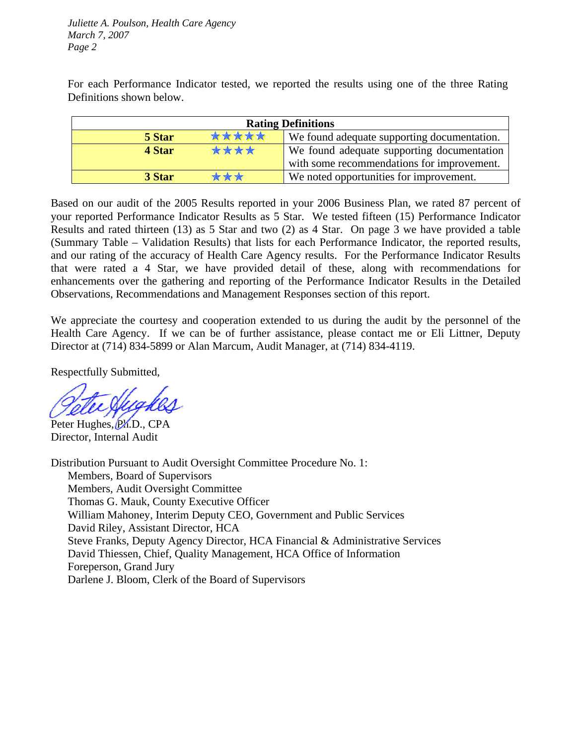For each Performance Indicator tested, we reported the results using one of the three Rating Definitions shown below.

| Rating Definitions | | |
|---|---|---|
| **5 Star** | ★★★★★ | We found adequate supporting documentation. |
| **4 Star** | ★★★★ | We found adequate supporting documentation with some recommendations for improvement. |
| **3 Star** | ★★★ | We noted opportunities for improvement. |

Based on our audit of the 2005 Results reported in your 2006 Business Plan, we rated 87 percent of your reported Performance Indicator Results as 5 Star. We tested fifteen (15) Performance Indicator Results and rated thirteen (13) as 5 Star and two (2) as 4 Star. On page 3 we have provided a table (Summary Table – Validation Results) that lists for each Performance Indicator, the reported results, and our rating of the accuracy of Health Care Agency results. For the Performance Indicator Results that were rated a 4 Star, we have provided detail of these, along with recommendations for enhancements over the gathering and reporting of the Performance Indicator Results in the Detailed Observations, Recommendations and Management Responses section of this report.

We appreciate the courtesy and cooperation extended to us during the audit by the personnel of the Health Care Agency. If we can be of further assistance, please contact me or Eli Littner, Deputy Director at (714) 834-5899 or Alan Marcum, Audit Manager, at (714) 834-4119.

Respectfully Submitted,

Peter Hughes, Ph.D., CPA
Director, Internal Audit

Distribution Pursuant to Audit Oversight Committee Procedure No. 1:

- Members, Board of Supervisors
- Members, Audit Oversight Committee
- Thomas G. Mauk, County Executive Officer
- William Mahoney, Interim Deputy CEO, Government and Public Services
- David Riley, Assistant Director, HCA
- Steve Franks, Deputy Agency Director, HCA Financial & Administrative Services
- David Thiessen, Chief, Quality Management, HCA Office of Information
- Foreperson, Grand Jury
- Darlene J. Bloom, Clerk of the Board of Supervisors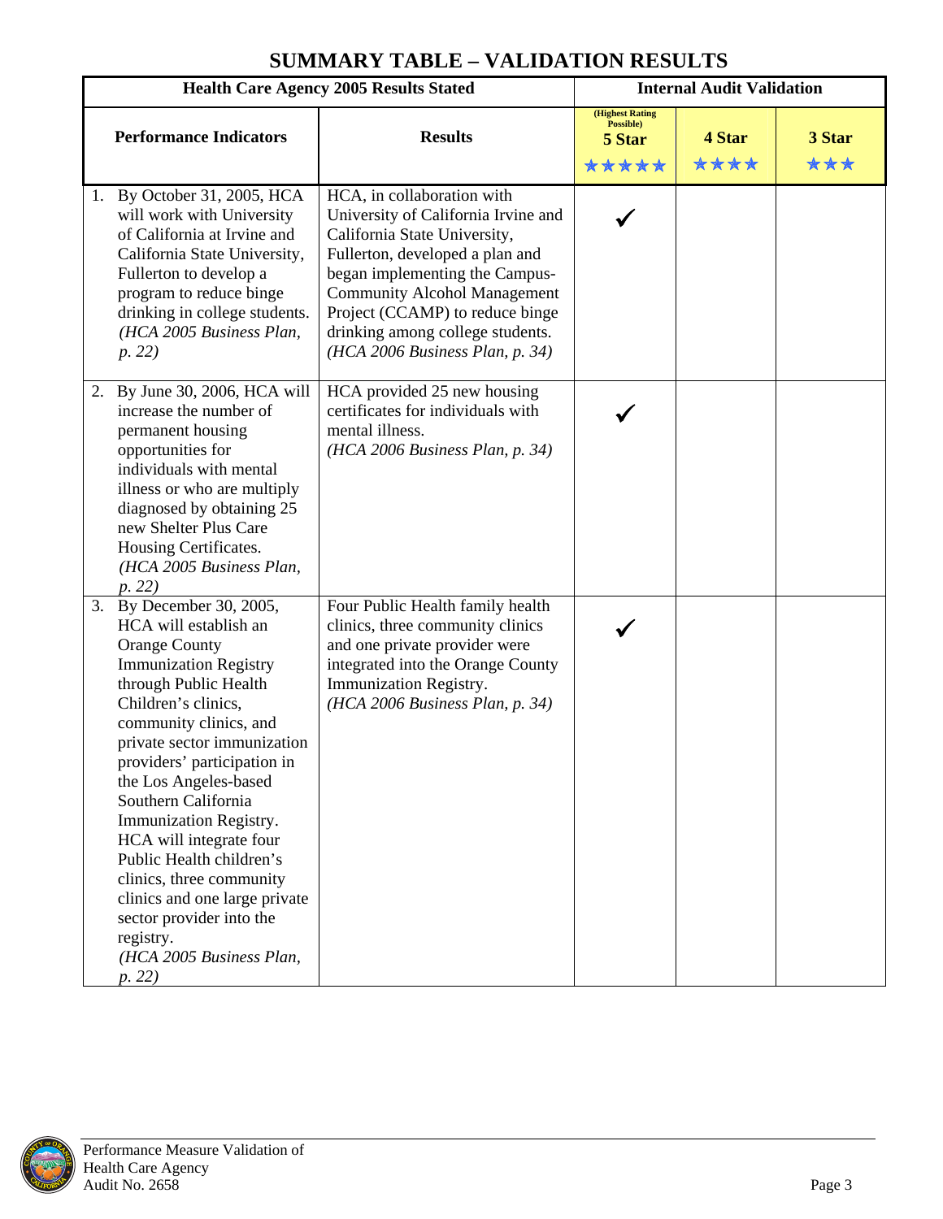# SUMMARY TABLE – VALIDATION RESULTS

| Health Care Agency 2005 Results Stated | | Internal Audit Validation | | |
|---|---|---|---|---|
| **Performance Indicators** | **Results** | (Highest Rating Possible) **5 Star** ★★★★★ | **4 Star** ★★★★ | **3 Star** ★★★ |
| 1. By October 31, 2005, HCA will work with University of California at Irvine and California State University, Fullerton to develop a program to reduce binge drinking in college students. *(HCA 2005 Business Plan, p. 22)* | HCA, in collaboration with University of California Irvine and California State University, Fullerton, developed a plan and began implementing the Campus-Community Alcohol Management Project (CCAMP) to reduce binge drinking among college students. *(HCA 2006 Business Plan, p. 34)* | ✓ | | |
| 2. By June 30, 2006, HCA will increase the number of permanent housing opportunities for individuals with mental illness or who are multiply diagnosed by obtaining 25 new Shelter Plus Care Housing Certificates. *(HCA 2005 Business Plan, p. 22)* | HCA provided 25 new housing certificates for individuals with mental illness. *(HCA 2006 Business Plan, p. 34)* | ✓ | | |
| 3. By December 30, 2005, HCA will establish an Orange County Immunization Registry through Public Health Children's clinics, community clinics, and private sector immunization providers' participation in the Los Angeles-based Southern California Immunization Registry. HCA will integrate four Public Health children's clinics, three community clinics and one large private sector provider into the registry. *(HCA 2005 Business Plan, p. 22)* | Four Public Health family health clinics, three community clinics and one private provider were integrated into the Orange County Immunization Registry. *(HCA 2006 Business Plan, p. 34)* | ✓ | | |

Performance Measure Validation of Health Care Agency
Audit No. 2658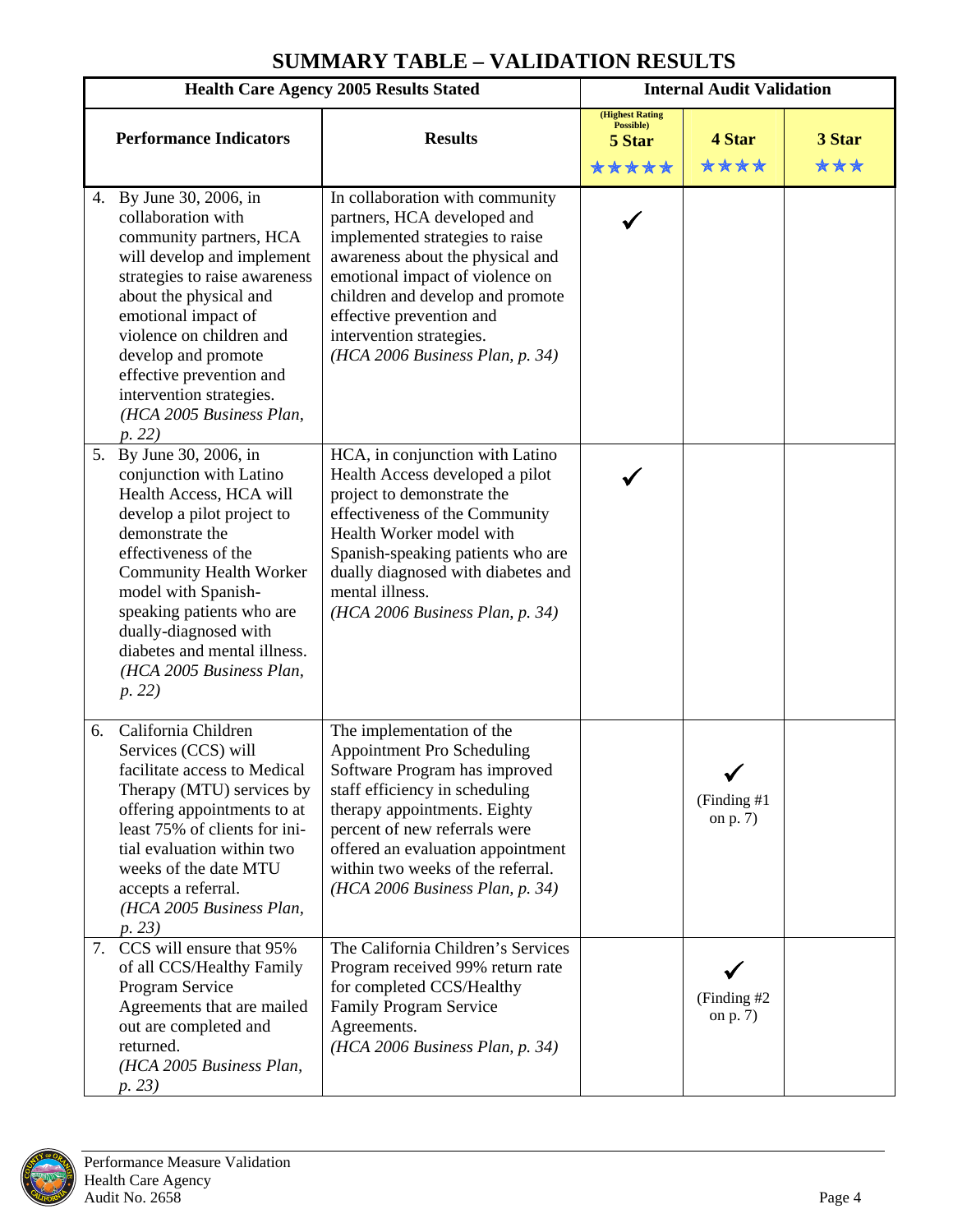# SUMMARY TABLE – VALIDATION RESULTS

| Health Care Agency 2005 Results Stated | | Internal Audit Validation | | |
|---|---|---|---|---|
| **Performance Indicators** | **Results** | (Highest Rating Possible) **5 Star** ★★★★★ | **4 Star** ★★★★ | **3 Star** ★★★ |
| 4. By June 30, 2006, in collaboration with community partners, HCA will develop and implement strategies to raise awareness about the physical and emotional impact of violence on children and develop and promote effective prevention and intervention strategies. *(HCA 2005 Business Plan, p. 22)* | In collaboration with community partners, HCA developed and implemented strategies to raise awareness about the physical and emotional impact of violence on children and develop and promote effective prevention and intervention strategies. *(HCA 2006 Business Plan, p. 34)* | ✓ | | |
| 5. By June 30, 2006, in conjunction with Latino Health Access, HCA will develop a pilot project to demonstrate the effectiveness of the Community Health Worker model with Spanish-speaking patients who are dually-diagnosed with diabetes and mental illness. *(HCA 2005 Business Plan, p. 22)* | HCA, in conjunction with Latino Health Access developed a pilot project to demonstrate the effectiveness of the Community Health Worker model with Spanish-speaking patients who are dually diagnosed with diabetes and mental illness. *(HCA 2006 Business Plan, p. 34)* | ✓ | | |
| 6. California Children Services (CCS) will facilitate access to Medical Therapy (MTU) services by offering appointments to at least 75% of clients for initial evaluation within two weeks of the date MTU accepts a referral. *(HCA 2005 Business Plan, p. 23)* | The implementation of the Appointment Pro Scheduling Software Program has improved staff efficiency in scheduling therapy appointments. Eighty percent of new referrals were offered an evaluation appointment within two weeks of the referral. *(HCA 2006 Business Plan, p. 34)* | | ✓ (Finding #1 on p. 7) | |
| 7. CCS will ensure that 95% of all CCS/Healthy Family Program Service Agreements that are mailed out are completed and returned. *(HCA 2005 Business Plan, p. 23)* | The California Children's Services Program received 99% return rate for completed CCS/Healthy Family Program Service Agreements. *(HCA 2006 Business Plan, p. 34)* | | ✓ (Finding #2 on p. 7) | |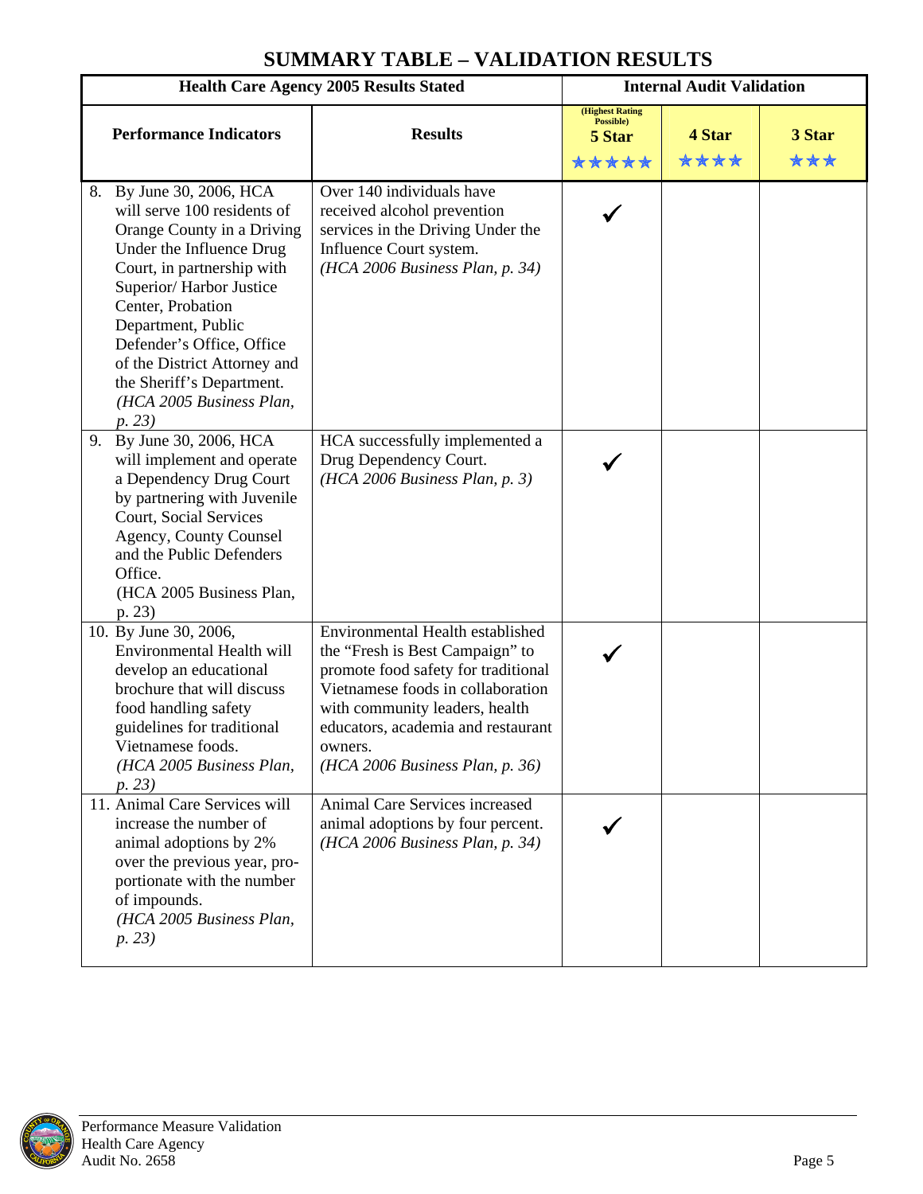# SUMMARY TABLE – VALIDATION RESULTS

| Health Care Agency 2005 Results Stated | | Internal Audit Validation | | |
|---|---|---|---|---|
| **Performance Indicators** | **Results** | (Highest Rating Possible) **5 Star** ★★★★★ | **4 Star** ★★★★ | **3 Star** ★★★ |
| 8. By June 30, 2006, HCA will serve 100 residents of Orange County in a Driving Under the Influence Drug Court, in partnership with Superior/ Harbor Justice Center, Probation Department, Public Defender's Office, Office of the District Attorney and the Sheriff's Department. *(HCA 2005 Business Plan, p. 23)* | Over 140 individuals have received alcohol prevention services in the Driving Under the Influence Court system. *(HCA 2006 Business Plan, p. 34)* | ✓ | | |
| 9. By June 30, 2006, HCA will implement and operate a Dependency Drug Court by partnering with Juvenile Court, Social Services Agency, County Counsel and the Public Defenders Office. (HCA 2005 Business Plan, p. 23) | HCA successfully implemented a Drug Dependency Court. *(HCA 2006 Business Plan, p. 3)* | ✓ | | |
| 10. By June 30, 2006, Environmental Health will develop an educational brochure that will discuss food handling safety guidelines for traditional Vietnamese foods. *(HCA 2005 Business Plan, p. 23)* | Environmental Health established the "Fresh is Best Campaign" to promote food safety for traditional Vietnamese foods in collaboration with community leaders, health educators, academia and restaurant owners. *(HCA 2006 Business Plan, p. 36)* | ✓ | | |
| 11. Animal Care Services will increase the number of animal adoptions by 2% over the previous year, proportionate with the number of impounds. *(HCA 2005 Business Plan, p. 23)* | Animal Care Services increased animal adoptions by four percent. *(HCA 2006 Business Plan, p. 34)* | ✓ | | |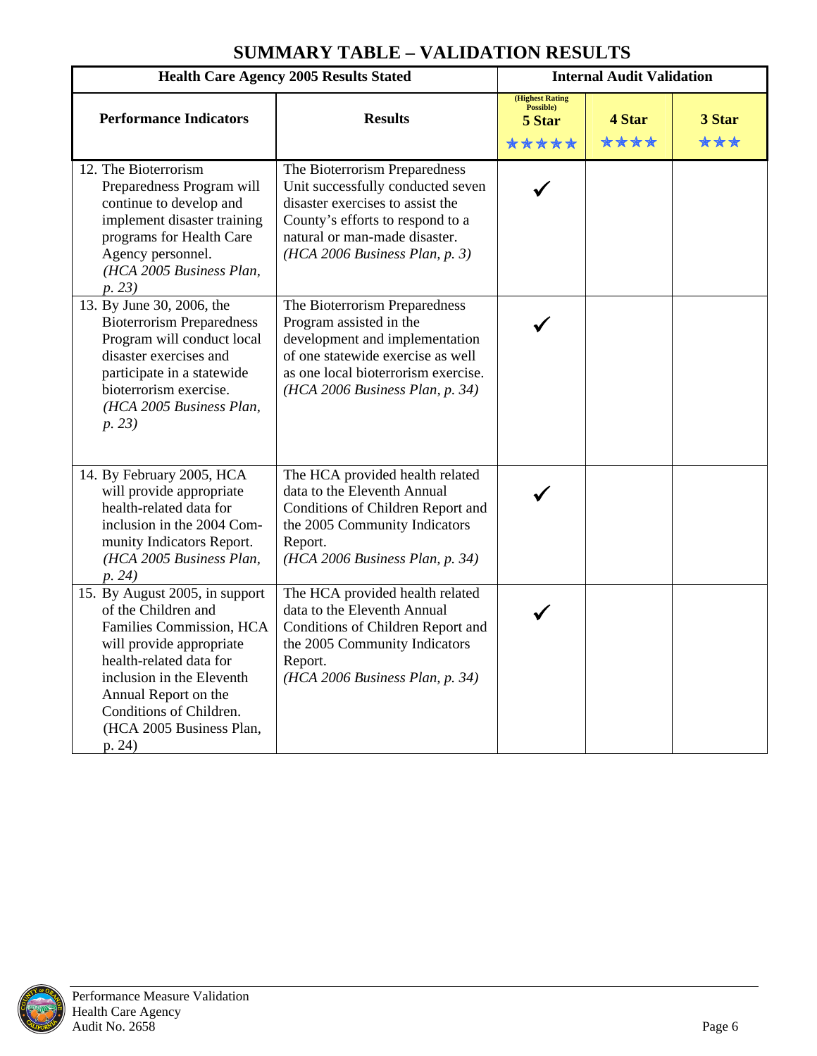# SUMMARY TABLE – VALIDATION RESULTS

| Health Care Agency 2005 Results Stated | | Internal Audit Validation | | |
|---|---|---|---|---|
| **Performance Indicators** | **Results** | (Highest Rating Possible) **5 Star** ★★★★★ | **4 Star** ★★★★ | **3 Star** ★★★ |
| 12. The Bioterrorism Preparedness Program will continue to develop and implement disaster training programs for Health Care Agency personnel. *(HCA 2005 Business Plan, p. 23)* | The Bioterrorism Preparedness Unit successfully conducted seven disaster exercises to assist the County's efforts to respond to a natural or man-made disaster. *(HCA 2006 Business Plan, p. 3)* | ✓ | | |
| 13. By June 30, 2006, the Bioterrorism Preparedness Program will conduct local disaster exercises and participate in a statewide bioterrorism exercise. *(HCA 2005 Business Plan, p. 23)* | The Bioterrorism Preparedness Program assisted in the development and implementation of one statewide exercise as well as one local bioterrorism exercise. *(HCA 2006 Business Plan, p. 34)* | ✓ | | |
| 14. By February 2005, HCA will provide appropriate health-related data for inclusion in the 2004 Community Indicators Report. *(HCA 2005 Business Plan, p. 24)* | The HCA provided health related data to the Eleventh Annual Conditions of Children Report and the 2005 Community Indicators Report. *(HCA 2006 Business Plan, p. 34)* | ✓ | | |
| 15. By August 2005, in support of the Children and Families Commission, HCA will provide appropriate health-related data for inclusion in the Eleventh Annual Report on the Conditions of Children. (HCA 2005 Business Plan, p. 24) | The HCA provided health related data to the Eleventh Annual Conditions of Children Report and the 2005 Community Indicators Report. *(HCA 2006 Business Plan, p. 34)* | ✓ | | |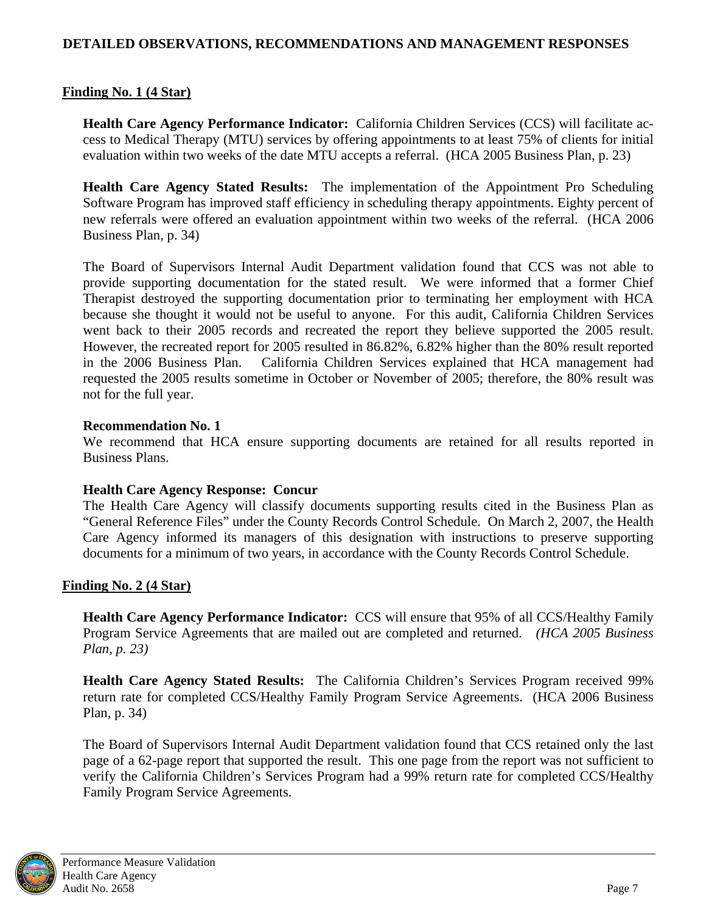## DETAILED OBSERVATIONS, RECOMMENDATIONS AND MANAGEMENT RESPONSES

### Finding No. 1 (4 Star)

**Health Care Agency Performance Indicator:** California Children Services (CCS) will facilitate access to Medical Therapy (MTU) services by offering appointments to at least 75% of clients for initial evaluation within two weeks of the date MTU accepts a referral. (HCA 2005 Business Plan, p. 23)

**Health Care Agency Stated Results:** The implementation of the Appointment Pro Scheduling Software Program has improved staff efficiency in scheduling therapy appointments. Eighty percent of new referrals were offered an evaluation appointment within two weeks of the referral. (HCA 2006 Business Plan, p. 34)

The Board of Supervisors Internal Audit Department validation found that CCS was not able to provide supporting documentation for the stated result. We were informed that a former Chief Therapist destroyed the supporting documentation prior to terminating her employment with HCA because she thought it would not be useful to anyone. For this audit, California Children Services went back to their 2005 records and recreated the report they believe supported the 2005 result. However, the recreated report for 2005 resulted in 86.82%, 6.82% higher than the 80% result reported in the 2006 Business Plan. California Children Services explained that HCA management had requested the 2005 results sometime in October or November of 2005; therefore, the 80% result was not for the full year.

**Recommendation No. 1**

We recommend that HCA ensure supporting documents are retained for all results reported in Business Plans.

**Health Care Agency Response: Concur**

The Health Care Agency will classify documents supporting results cited in the Business Plan as "General Reference Files" under the County Records Control Schedule. On March 2, 2007, the Health Care Agency informed its managers of this designation with instructions to preserve supporting documents for a minimum of two years, in accordance with the County Records Control Schedule.

### Finding No. 2 (4 Star)

**Health Care Agency Performance Indicator:** CCS will ensure that 95% of all CCS/Healthy Family Program Service Agreements that are mailed out are completed and returned. *(HCA 2005 Business Plan, p. 23)*

**Health Care Agency Stated Results:** The California Children's Services Program received 99% return rate for completed CCS/Healthy Family Program Service Agreements. (HCA 2006 Business Plan, p. 34)

The Board of Supervisors Internal Audit Department validation found that CCS retained only the last page of a 62-page report that supported the result. This one page from the report was not sufficient to verify the California Children's Services Program had a 99% return rate for completed CCS/Healthy Family Program Service Agreements.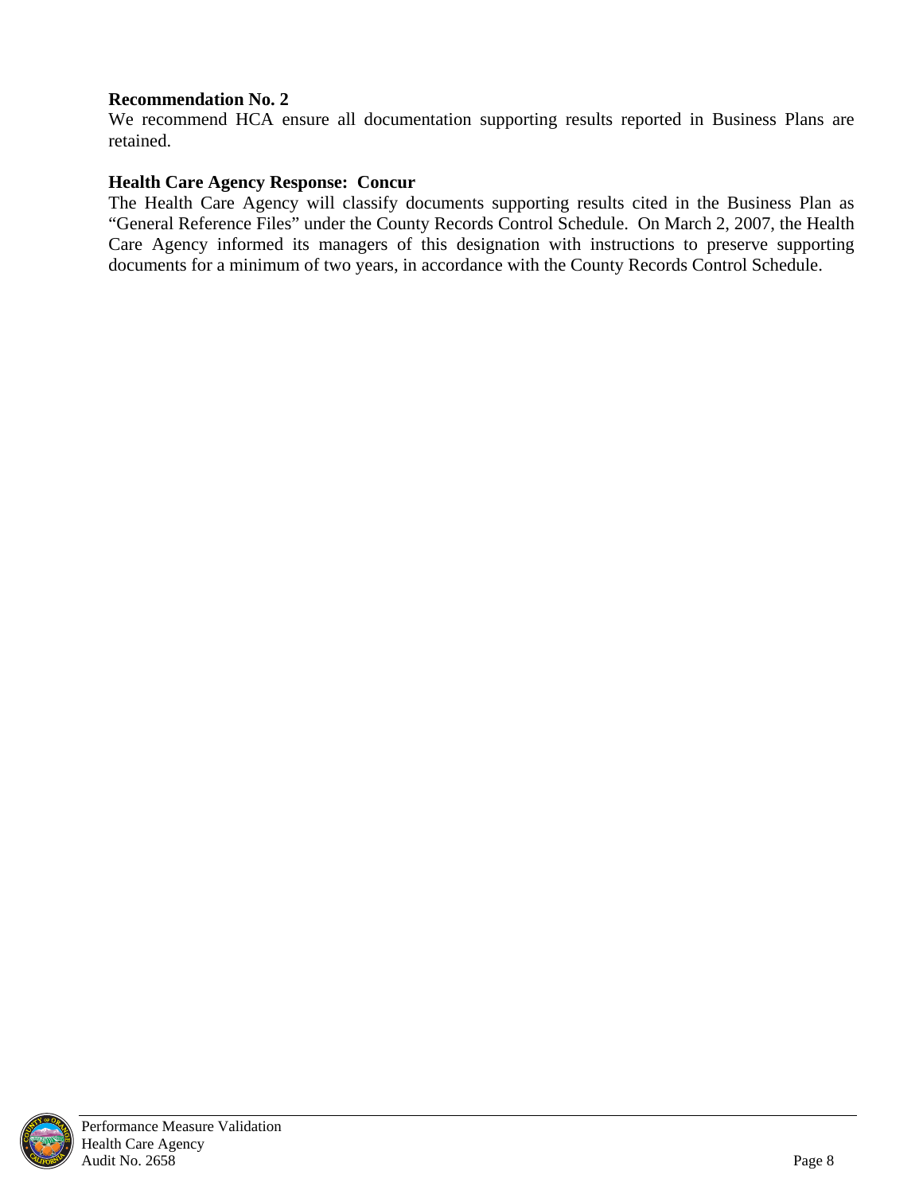**Recommendation No. 2**

We recommend HCA ensure all documentation supporting results reported in Business Plans are retained.

**Health Care Agency Response: Concur**

The Health Care Agency will classify documents supporting results cited in the Business Plan as "General Reference Files" under the County Records Control Schedule. On March 2, 2007, the Health Care Agency informed its managers of this designation with instructions to preserve supporting documents for a minimum of two years, in accordance with the County Records Control Schedule.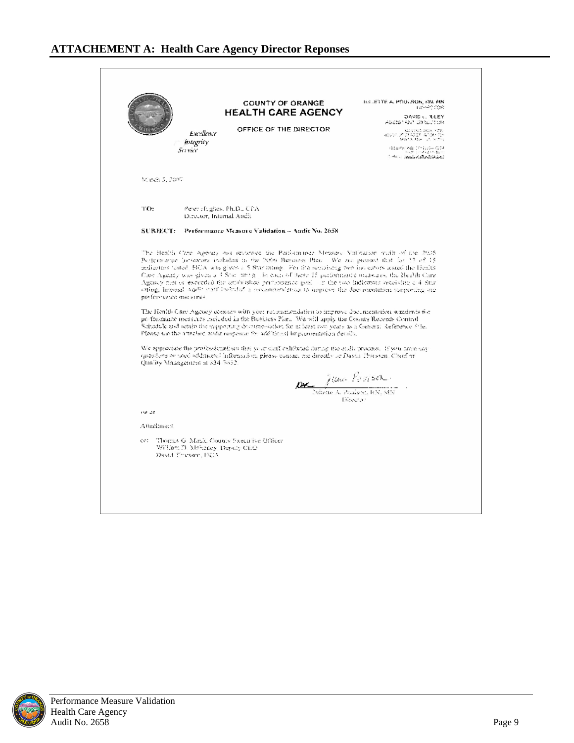## ATTACHEMENT A: Health Care Agency Director Reponses

**COUNTY OF ORANGE**
**HEALTH CARE AGENCY**

OFFICE OF THE DIRECTOR

*Excellence*
*Integrity*
*Service*

JULIETTE A. POULSON, RN, MN
DIRECTOR

DAVID L. RILEY
ASSISTANT DIRECTOR

March 5, 2007

TO: Peter Hughes, Ph.D., CPA
Director, Internal Audit

**SUBJECT: Performance Measure Validation – Audit No. 2658**

The Health Care Agency has reviewed the Performance Measure Validation audit of the 2005 Performance Indicators included in the 2006 Business Plan. We are pleased that 13 of 15 indicators tested, HCA was given a 5 Star rating. For the remaining two indicators tested the Health Care Agency was given a 4 Star rating. In each of these 15 performance measures, the Health Care Agency met or exceeded the established performance goal. In the two indicators receiving a 4 Star rating, Internal Audit staff included a recommendation to improve the documentation supporting our performance measures.

The Health Care Agency concurs with your recommendation to improve documentation standards for performance measures included in the Business Plan. We will apply the County Records Control Schedule and retain the supporting documentation for at least two years as a General Reference file. Please see the attached audit response for additional implementation details.

We appreciate the professionalism that your staff exhibited during the audit process. If you have any questions or need additional information, please contact me directly or David Friessen, Chief of Quality Management at 834-5652.

Juliette A. Poulson, RN, MN
Director

Attachment

cc: Thomas G. Mauk, County Executive Officer
William D. Mahoney, Deputy CEO
David Friessen, HCA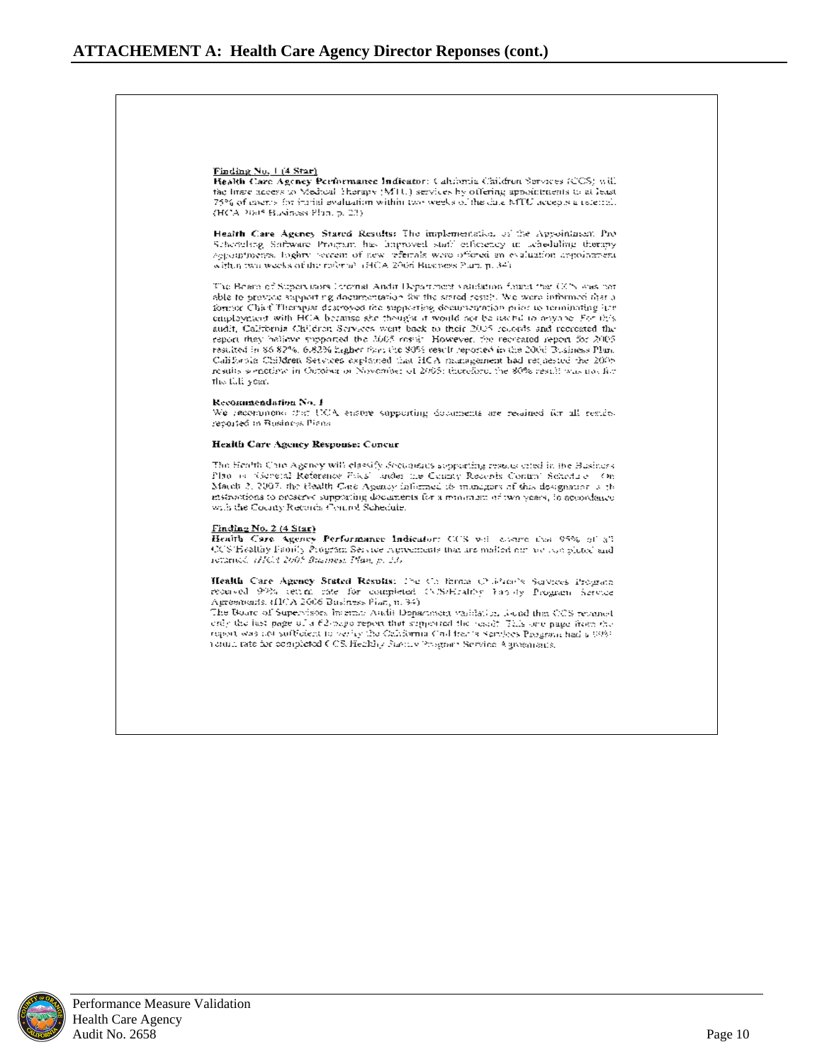## ATTACHEMENT A: Health Care Agency Director Reponses (cont.)

**Finding No. 1 (4 Star)**
**Health Care Agency Performance Indicator:** California Children Services (CCS) will facilitate access to Medical Therapy (MTU) services by offering appointments to at least 75% of clients for initial evaluation within two weeks of the date MTU accepts a referral. (HCA 2005 Business Plan, p. 23)

**Health Care Agency Stated Results:** The implementation of the Appointment Pro Scheduling Software Program has improved staff efficiency in scheduling therapy appointments. Eighty percent of new referrals were offered an evaluation appointment within two weeks of the referral. (HCA 2006 Business Plan, p. 34)

The Board of Supervisors Internal Audit Department validation found that CCS was not able to provide supporting documentation for the stated result. We were informed that a former Chief Therapist destroyed the supporting documentation prior to terminating her employment with HCA because she thought it would not be useful to anyone. For this audit, California Children Services went back to their 2005 records and recreated the report they believe supported the 2005 result. However, the recreated report for 2005 resulted in 86.82%, 6.82% higher than the 80% result reported in the 2006 Business Plan. California Children Services explained that HCA management had requested the 2005 results sometime in October or November of 2005; therefore, the 80% result was not for the full year.

**Recommendation No. 1**
We recommend that HCA ensure supporting documents are retained for all results reported in Business Plans.

**Health Care Agency Response: Concur**

The Health Care Agency will classify documents supporting results cited in the Business Plan as "General Reference Files" under the County Records Control Schedule. On March 2, 2007, the Health Care Agency informed its managers of this designation with instructions to preserve supporting documents for a minimum of two years, in accordance with the County Records Control Schedule.

**Finding No. 2 (4 Star)**
**Health Care Agency Performance Indicator:** CCS will ensure that 95% of all CCS/Healthy Family Program Service Agreements that are mailed out are completed and returned. *(HCA 2005 Business Plan, p. 23)*

**Health Care Agency Stated Results:** The California Children's Services Program received 99% return rate for completed CCS/Healthy Family Program Service Agreements. (HCA 2006 Business Plan, p. 34)
The Board of Supervisors Internal Audit Department validation found that CCS retained only the last page of a 62-page report that supported the result. This one page from the report was not sufficient to verify the California Children's Services Program had a 99% return rate for completed CCS Healthy Family Program Service Agreements.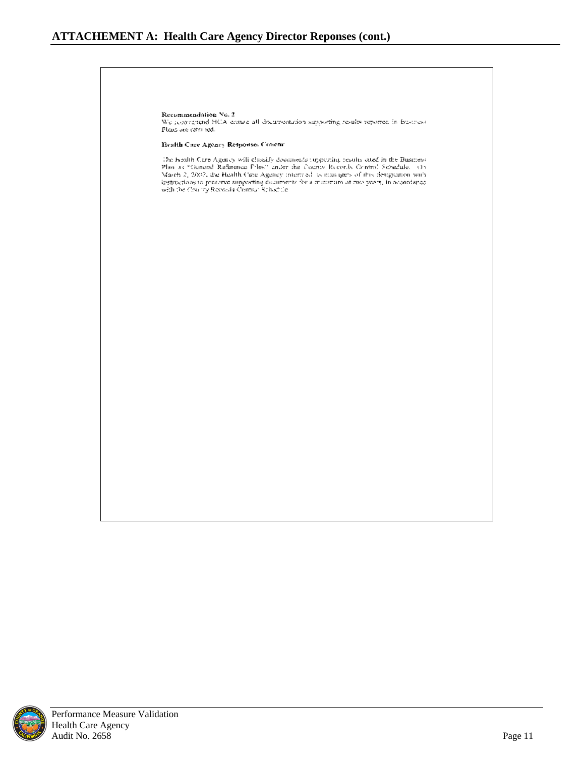## ATTACHEMENT A: Health Care Agency Director Reponses (cont.)

**Recommendation No. 2**
We recommend HCA ensure all documentation supporting results reported in Business Plans are retained.

**Health Care Agency Response: Concur**

The Health Care Agency will classify documents supporting results cited in the Business Plan as "General Reference Files" under the County Records Control Schedule. On March 2, 2007, the Health Care Agency informed its managers of this designation with instructions to preserve supporting documents for a minimum of two years, in accordance with the County Records Control Schedule.